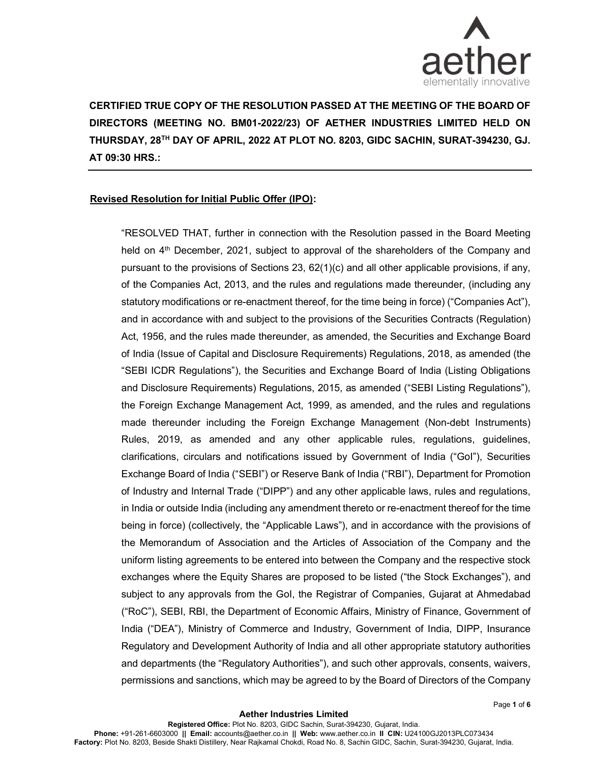**CERTIFIED TRUE COPY OF THE RESOLUTION PASSED AT THE MEETING OF THE BOARD OF DIRECTORS (MEETING NO. BM01-2022/23) OF AETHER INDUSTRIES LIMITED HELD ON THURSDAY, 28TH DAY OF APRIL, 2022 AT PLOT NO. 8203, GIDC SACHIN, SURAT-394230, GJ. AT 09:30 HRS.:**

**Revised Resolution for Initial Public Offer (IPO):**

"RESOLVED THAT, further in connection with the Resolution passed in the Board Meeting held on 4th December, 2021, subject to approval of the shareholders of the Company and pursuant to the provisions of Sections 23, 62(1)(c) and all other applicable provisions, if any, of the Companies Act, 2013, and the rules and regulations made thereunder, (including any statutory modifications or re-enactment thereof, for the time being in force) ("Companies Act"), and in accordance with and subject to the provisions of the Securities Contracts (Regulation) Act, 1956, and the rules made thereunder, as amended, the Securities and Exchange Board of India (Issue of Capital and Disclosure Requirements) Regulations, 2018, as amended (the "SEBI ICDR Regulations"), the Securities and Exchange Board of India (Listing Obligations and Disclosure Requirements) Regulations, 2015, as amended ("SEBI Listing Regulations"), the Foreign Exchange Management Act, 1999, as amended, and the rules and regulations made thereunder including the Foreign Exchange Management (Non-debt Instruments) Rules, 2019, as amended and any other applicable rules, regulations, guidelines, clarifications, circulars and notifications issued by Government of India ("GoI"), Securities Exchange Board of India ("SEBI") or Reserve Bank of India ("RBI"), Department for Promotion of Industry and Internal Trade ("DIPP") and any other applicable laws, rules and regulations, in India or outside India (including any amendment thereto or re-enactment thereof for the time being in force) (collectively, the "Applicable Laws"), and in accordance with the provisions of the Memorandum of Association and the Articles of Association of the Company and the uniform listing agreements to be entered into between the Company and the respective stock exchanges where the Equity Shares are proposed to be listed ("the Stock Exchanges"), and subject to any approvals from the GoI, the Registrar of Companies, Gujarat at Ahmedabad ("RoC"), SEBI, RBI, the Department of Economic Affairs, Ministry of Finance, Government of India ("DEA"), Ministry of Commerce and Industry, Government of India, DIPP, Insurance Regulatory and Development Authority of India and all other appropriate statutory authorities and departments (the "Regulatory Authorities"), and such other approvals, consents, waivers, permissions and sanctions, which may be agreed to by the Board of Directors of the Company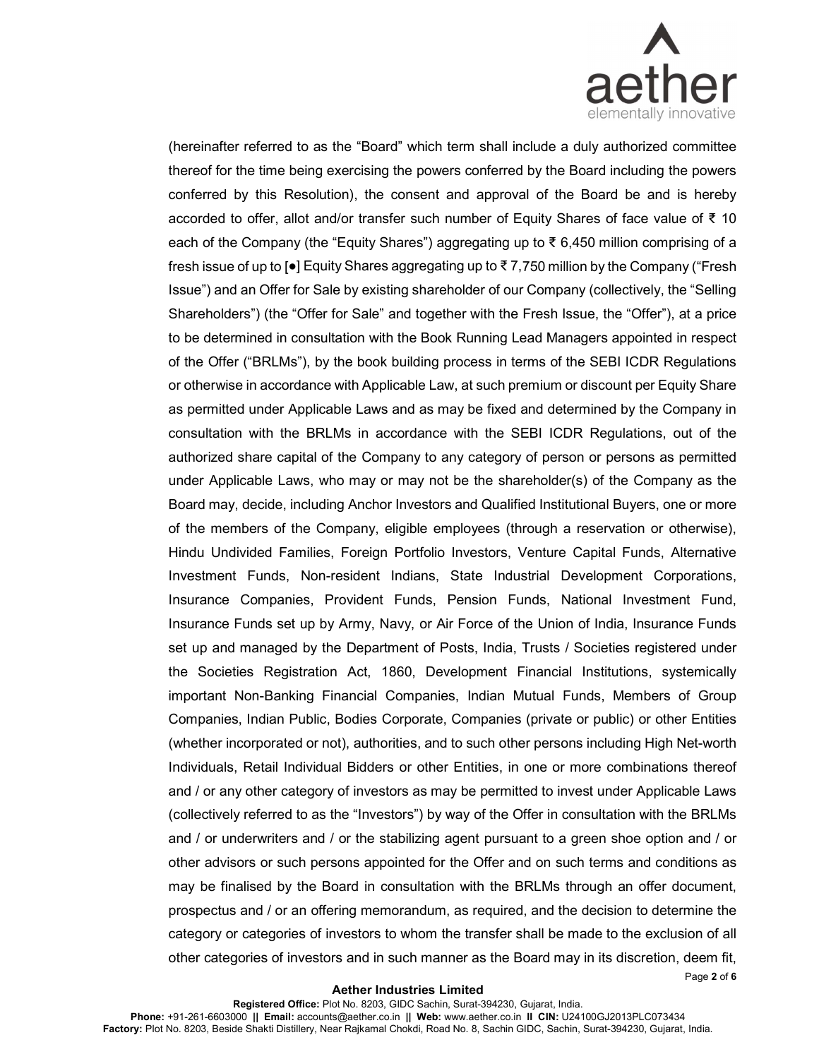(hereinafter referred to as the "Board" which term shall include a duly authorized committee thereof for the time being exercising the powers conferred by the Board including the powers conferred by this Resolution), the consent and approval of the Board be and is hereby accorded to offer, allot and/or transfer such number of Equity Shares of face value of ₹ 10 each of the Company (the "Equity Shares") aggregating up to ₹ 6,450 million comprising of a fresh issue of up to [●] Equity Shares aggregating up to ₹ 7,750 million by the Company ("Fresh Issue") and an Offer for Sale by existing shareholder of our Company (collectively, the "Selling Shareholders") (the "Offer for Sale" and together with the Fresh Issue, the "Offer"), at a price to be determined in consultation with the Book Running Lead Managers appointed in respect of the Offer ("BRLMs"), by the book building process in terms of the SEBI ICDR Regulations or otherwise in accordance with Applicable Law, at such premium or discount per Equity Share as permitted under Applicable Laws and as may be fixed and determined by the Company in consultation with the BRLMs in accordance with the SEBI ICDR Regulations, out of the authorized share capital of the Company to any category of person or persons as permitted under Applicable Laws, who may or may not be the shareholder(s) of the Company as the Board may, decide, including Anchor Investors and Qualified Institutional Buyers, one or more of the members of the Company, eligible employees (through a reservation or otherwise), Hindu Undivided Families, Foreign Portfolio Investors, Venture Capital Funds, Alternative Investment Funds, Non-resident Indians, State Industrial Development Corporations, Insurance Companies, Provident Funds, Pension Funds, National Investment Fund, Insurance Funds set up by Army, Navy, or Air Force of the Union of India, Insurance Funds set up and managed by the Department of Posts, India, Trusts / Societies registered under the Societies Registration Act, 1860, Development Financial Institutions, systemically important Non-Banking Financial Companies, Indian Mutual Funds, Members of Group Companies, Indian Public, Bodies Corporate, Companies (private or public) or other Entities (whether incorporated or not), authorities, and to such other persons including High Net-worth Individuals, Retail Individual Bidders or other Entities, in one or more combinations thereof and / or any other category of investors as may be permitted to invest under Applicable Laws (collectively referred to as the "Investors") by way of the Offer in consultation with the BRLMs and / or underwriters and / or the stabilizing agent pursuant to a green shoe option and / or other advisors or such persons appointed for the Offer and on such terms and conditions as may be finalised by the Board in consultation with the BRLMs through an offer document, prospectus and / or an offering memorandum, as required, and the decision to determine the category or categories of investors to whom the transfer shall be made to the exclusion of all other categories of investors and in such manner as the Board may in its discretion, deem fit,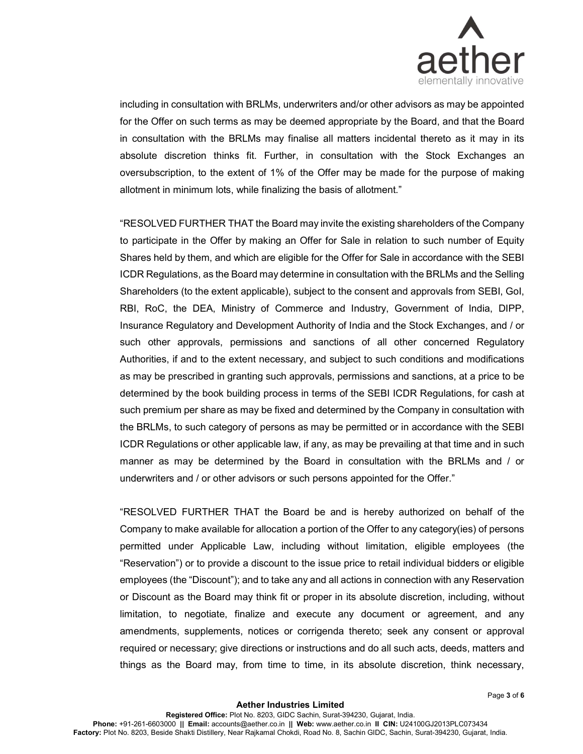including in consultation with BRLMs, underwriters and/or other advisors as may be appointed for the Offer on such terms as may be deemed appropriate by the Board, and that the Board in consultation with the BRLMs may finalise all matters incidental thereto as it may in its absolute discretion thinks fit. Further, in consultation with the Stock Exchanges an oversubscription, to the extent of 1% of the Offer may be made for the purpose of making allotment in minimum lots, while finalizing the basis of allotment."

"RESOLVED FURTHER THAT the Board may invite the existing shareholders of the Company to participate in the Offer by making an Offer for Sale in relation to such number of Equity Shares held by them, and which are eligible for the Offer for Sale in accordance with the SEBI ICDR Regulations, as the Board may determine in consultation with the BRLMs and the Selling Shareholders (to the extent applicable), subject to the consent and approvals from SEBI, GoI, RBI, RoC, the DEA, Ministry of Commerce and Industry, Government of India, DIPP, Insurance Regulatory and Development Authority of India and the Stock Exchanges, and / or such other approvals, permissions and sanctions of all other concerned Regulatory Authorities, if and to the extent necessary, and subject to such conditions and modifications as may be prescribed in granting such approvals, permissions and sanctions, at a price to be determined by the book building process in terms of the SEBI ICDR Regulations, for cash at such premium per share as may be fixed and determined by the Company in consultation with the BRLMs, to such category of persons as may be permitted or in accordance with the SEBI ICDR Regulations or other applicable law, if any, as may be prevailing at that time and in such manner as may be determined by the Board in consultation with the BRLMs and / or underwriters and / or other advisors or such persons appointed for the Offer."

"RESOLVED FURTHER THAT the Board be and is hereby authorized on behalf of the Company to make available for allocation a portion of the Offer to any category(ies) of persons permitted under Applicable Law, including without limitation, eligible employees (the "Reservation") or to provide a discount to the issue price to retail individual bidders or eligible employees (the "Discount"); and to take any and all actions in connection with any Reservation or Discount as the Board may think fit or proper in its absolute discretion, including, without limitation, to negotiate, finalize and execute any document or agreement, and any amendments, supplements, notices or corrigenda thereto; seek any consent or approval required or necessary; give directions or instructions and do all such acts, deeds, matters and things as the Board may, from time to time, in its absolute discretion, think necessary,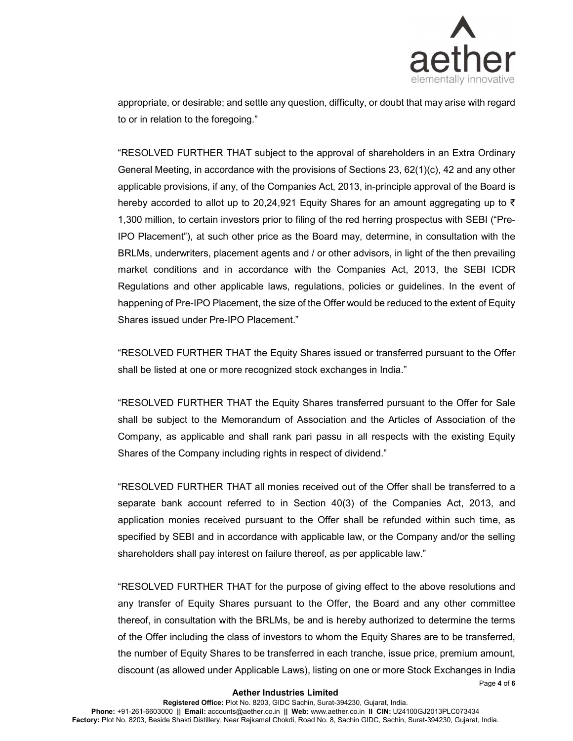appropriate, or desirable; and settle any question, difficulty, or doubt that may arise with regard to or in relation to the foregoing."

"RESOLVED FURTHER THAT subject to the approval of shareholders in an Extra Ordinary General Meeting, in accordance with the provisions of Sections 23, 62(1)(c), 42 and any other applicable provisions, if any, of the Companies Act, 2013, in-principle approval of the Board is hereby accorded to allot up to 20,24,921 Equity Shares for an amount aggregating up to ₹ 1,300 million, to certain investors prior to filing of the red herring prospectus with SEBI ("Pre-IPO Placement"), at such other price as the Board may, determine, in consultation with the BRLMs, underwriters, placement agents and / or other advisors, in light of the then prevailing market conditions and in accordance with the Companies Act, 2013, the SEBI ICDR Regulations and other applicable laws, regulations, policies or guidelines. In the event of happening of Pre-IPO Placement, the size of the Offer would be reduced to the extent of Equity Shares issued under Pre-IPO Placement."

"RESOLVED FURTHER THAT the Equity Shares issued or transferred pursuant to the Offer shall be listed at one or more recognized stock exchanges in India."

"RESOLVED FURTHER THAT the Equity Shares transferred pursuant to the Offer for Sale shall be subject to the Memorandum of Association and the Articles of Association of the Company, as applicable and shall rank pari passu in all respects with the existing Equity Shares of the Company including rights in respect of dividend."

"RESOLVED FURTHER THAT all monies received out of the Offer shall be transferred to a separate bank account referred to in Section 40(3) of the Companies Act, 2013, and application monies received pursuant to the Offer shall be refunded within such time, as specified by SEBI and in accordance with applicable law, or the Company and/or the selling shareholders shall pay interest on failure thereof, as per applicable law."

"RESOLVED FURTHER THAT for the purpose of giving effect to the above resolutions and any transfer of Equity Shares pursuant to the Offer, the Board and any other committee thereof, in consultation with the BRLMs, be and is hereby authorized to determine the terms of the Offer including the class of investors to whom the Equity Shares are to be transferred, the number of Equity Shares to be transferred in each tranche, issue price, premium amount, discount (as allowed under Applicable Laws), listing on one or more Stock Exchanges in India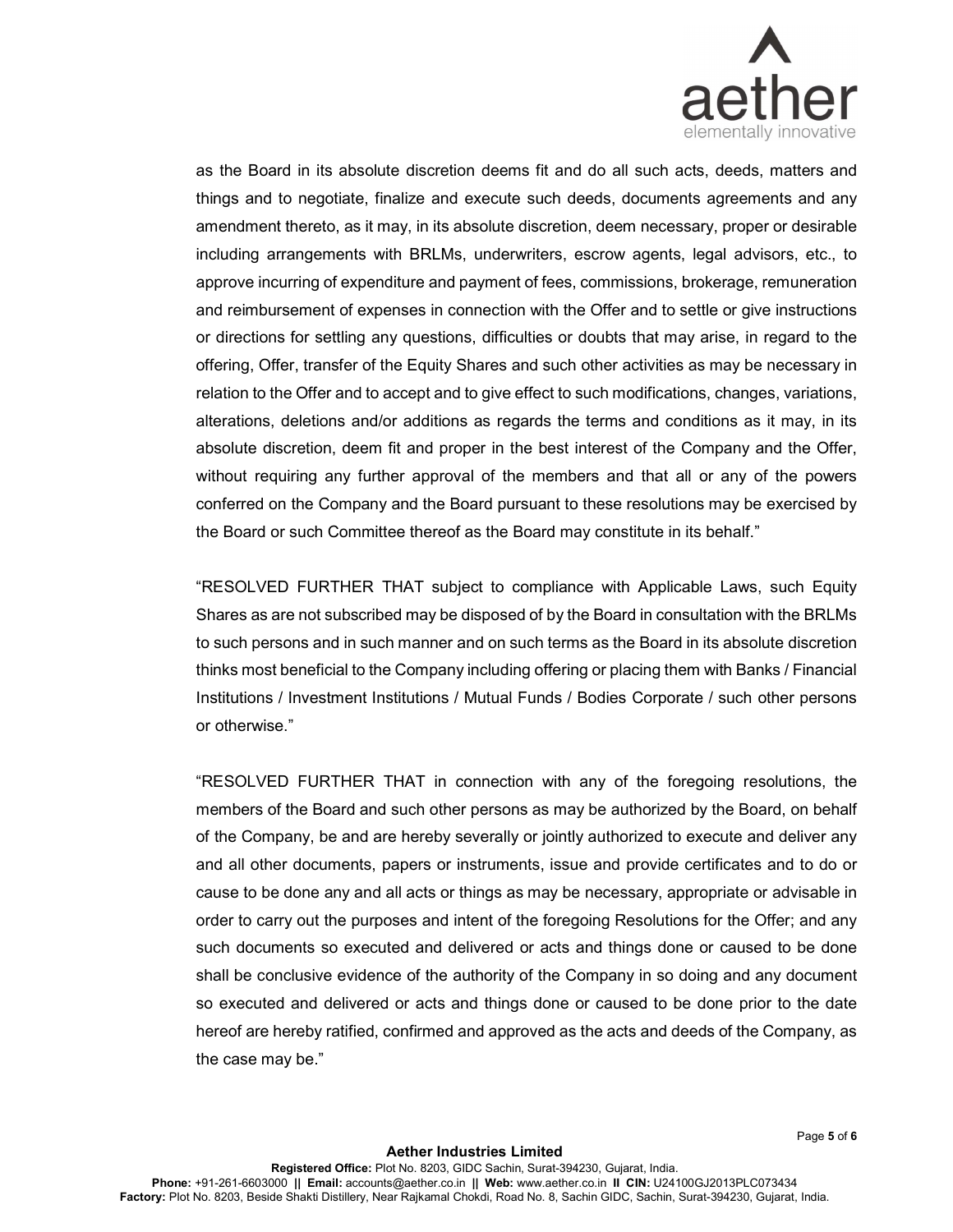as the Board in its absolute discretion deems fit and do all such acts, deeds, matters and things and to negotiate, finalize and execute such deeds, documents agreements and any amendment thereto, as it may, in its absolute discretion, deem necessary, proper or desirable including arrangements with BRLMs, underwriters, escrow agents, legal advisors, etc., to approve incurring of expenditure and payment of fees, commissions, brokerage, remuneration and reimbursement of expenses in connection with the Offer and to settle or give instructions or directions for settling any questions, difficulties or doubts that may arise, in regard to the offering, Offer, transfer of the Equity Shares and such other activities as may be necessary in relation to the Offer and to accept and to give effect to such modifications, changes, variations, alterations, deletions and/or additions as regards the terms and conditions as it may, in its absolute discretion, deem fit and proper in the best interest of the Company and the Offer, without requiring any further approval of the members and that all or any of the powers conferred on the Company and the Board pursuant to these resolutions may be exercised by the Board or such Committee thereof as the Board may constitute in its behalf."

"RESOLVED FURTHER THAT subject to compliance with Applicable Laws, such Equity Shares as are not subscribed may be disposed of by the Board in consultation with the BRLMs to such persons and in such manner and on such terms as the Board in its absolute discretion thinks most beneficial to the Company including offering or placing them with Banks / Financial Institutions / Investment Institutions / Mutual Funds / Bodies Corporate / such other persons or otherwise."

"RESOLVED FURTHER THAT in connection with any of the foregoing resolutions, the members of the Board and such other persons as may be authorized by the Board, on behalf of the Company, be and are hereby severally or jointly authorized to execute and deliver any and all other documents, papers or instruments, issue and provide certificates and to do or cause to be done any and all acts or things as may be necessary, appropriate or advisable in order to carry out the purposes and intent of the foregoing Resolutions for the Offer; and any such documents so executed and delivered or acts and things done or caused to be done shall be conclusive evidence of the authority of the Company in so doing and any document so executed and delivered or acts and things done or caused to be done prior to the date hereof are hereby ratified, confirmed and approved as the acts and deeds of the Company, as the case may be."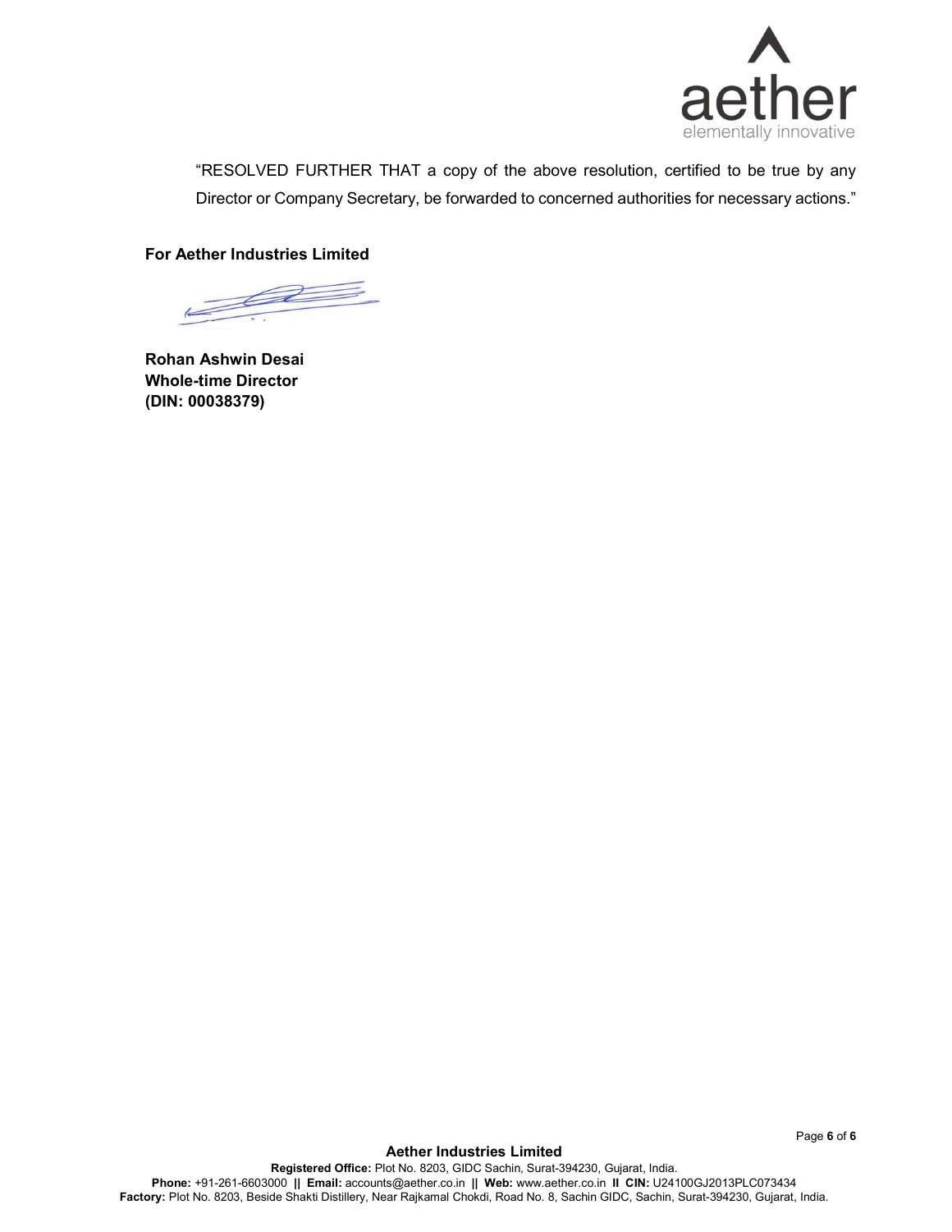"RESOLVED FURTHER THAT a copy of the above resolution, certified to be true by any Director or Company Secretary, be forwarded to concerned authorities for necessary actions."

**For Aether Industries Limited**

**Rohan Ashwin Desai**
**Whole-time Director**
**(DIN: 00038379)**